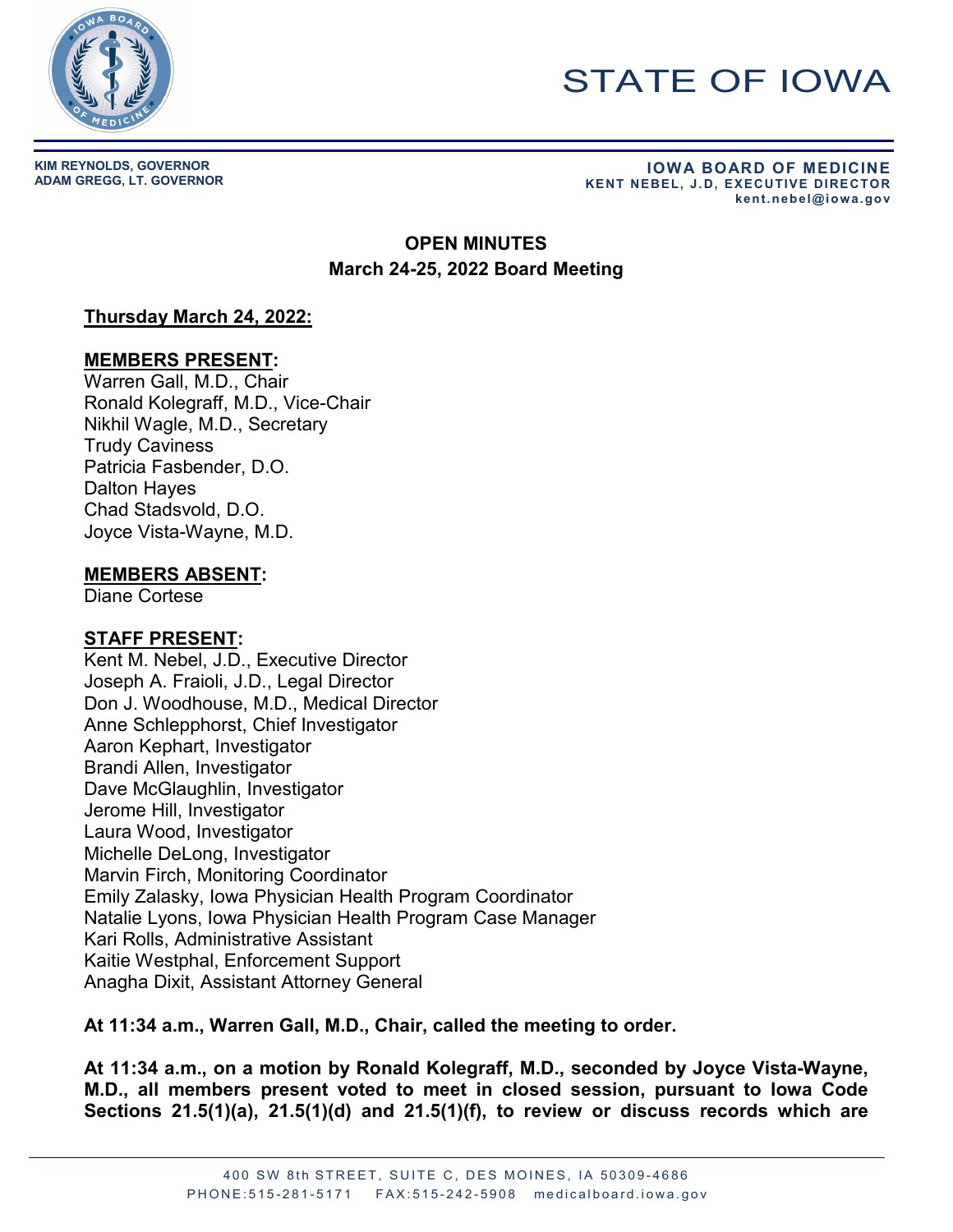# STATE OF IOWA

**KIM REYNOLDS, GOVERNOR**
**ADAM GREGG, LT. GOVERNOR**

**IOWA BOARD OF MEDICINE**
**KENT NEBEL, J.D, EXECUTIVE DIRECTOR**
**kent.nebel@iowa.gov**

## OPEN MINUTES
## March 24-25, 2022 Board Meeting

**Thursday March 24, 2022:**

**MEMBERS PRESENT:**
Warren Gall, M.D., Chair
Ronald Kolegraff, M.D., Vice-Chair
Nikhil Wagle, M.D., Secretary
Trudy Caviness
Patricia Fasbender, D.O.
Dalton Hayes
Chad Stadsvold, D.O.
Joyce Vista-Wayne, M.D.

**MEMBERS ABSENT:**
Diane Cortese

**STAFF PRESENT:**
Kent M. Nebel, J.D., Executive Director
Joseph A. Fraioli, J.D., Legal Director
Don J. Woodhouse, M.D., Medical Director
Anne Schlepphorst, Chief Investigator
Aaron Kephart, Investigator
Brandi Allen, Investigator
Dave McGlaughlin, Investigator
Jerome Hill, Investigator
Laura Wood, Investigator
Michelle DeLong, Investigator
Marvin Firch, Monitoring Coordinator
Emily Zalasky, Iowa Physician Health Program Coordinator
Natalie Lyons, Iowa Physician Health Program Case Manager
Kari Rolls, Administrative Assistant
Kaitie Westphal, Enforcement Support
Anagha Dixit, Assistant Attorney General

**At 11:34 a.m., Warren Gall, M.D., Chair, called the meeting to order.**

**At 11:34 a.m., on a motion by Ronald Kolegraff, M.D., seconded by Joyce Vista-Wayne, M.D., all members present voted to meet in closed session, pursuant to Iowa Code Sections 21.5(1)(a), 21.5(1)(d) and 21.5(1)(f), to review or discuss records which are**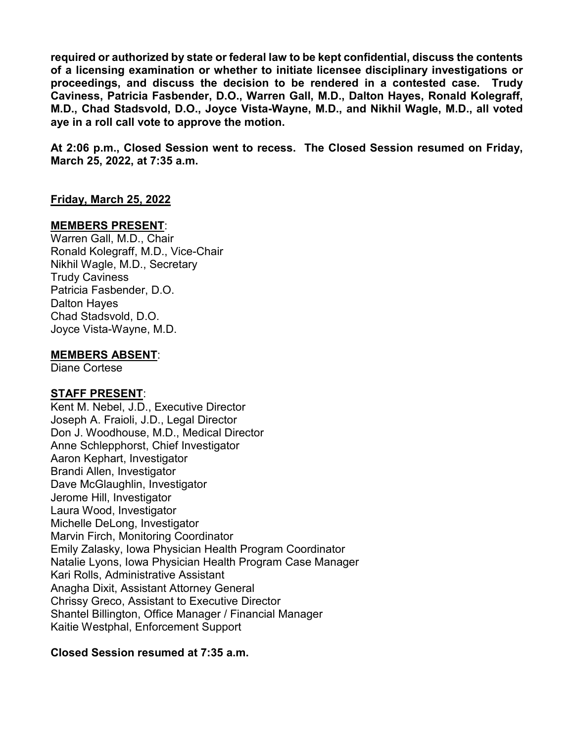**required or authorized by state or federal law to be kept confidential, discuss the contents of a licensing examination or whether to initiate licensee disciplinary investigations or proceedings, and discuss the decision to be rendered in a contested case. Trudy Caviness, Patricia Fasbender, D.O., Warren Gall, M.D., Dalton Hayes, Ronald Kolegraff, M.D., Chad Stadsvold, D.O., Joyce Vista-Wayne, M.D., and Nikhil Wagle, M.D., all voted aye in a roll call vote to approve the motion.**

**At 2:06 p.m., Closed Session went to recess. The Closed Session resumed on Friday, March 25, 2022, at 7:35 a.m.**

**Friday, March 25, 2022**

**MEMBERS PRESENT**:
Warren Gall, M.D., Chair
Ronald Kolegraff, M.D., Vice-Chair
Nikhil Wagle, M.D., Secretary
Trudy Caviness
Patricia Fasbender, D.O.
Dalton Hayes
Chad Stadsvold, D.O.
Joyce Vista-Wayne, M.D.

**MEMBERS ABSENT**:
Diane Cortese

**STAFF PRESENT**:
Kent M. Nebel, J.D., Executive Director
Joseph A. Fraioli, J.D., Legal Director
Don J. Woodhouse, M.D., Medical Director
Anne Schlepphorst, Chief Investigator
Aaron Kephart, Investigator
Brandi Allen, Investigator
Dave McGlaughlin, Investigator
Jerome Hill, Investigator
Laura Wood, Investigator
Michelle DeLong, Investigator
Marvin Firch, Monitoring Coordinator
Emily Zalasky, Iowa Physician Health Program Coordinator
Natalie Lyons, Iowa Physician Health Program Case Manager
Kari Rolls, Administrative Assistant
Anagha Dixit, Assistant Attorney General
Chrissy Greco, Assistant to Executive Director
Shantel Billington, Office Manager / Financial Manager
Kaitie Westphal, Enforcement Support

**Closed Session resumed at 7:35 a.m.**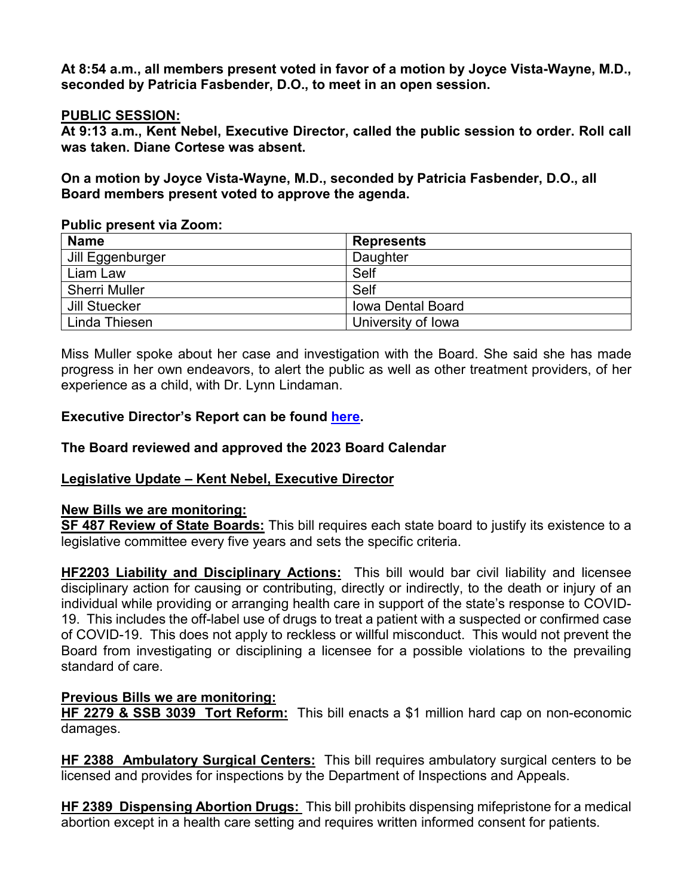**At 8:54 a.m., all members present voted in favor of a motion by Joyce Vista-Wayne, M.D., seconded by Patricia Fasbender, D.O., to meet in an open session.**

**PUBLIC SESSION:**

**At 9:13 a.m., Kent Nebel, Executive Director, called the public session to order. Roll call was taken. Diane Cortese was absent.**

**On a motion by Joyce Vista-Wayne, M.D., seconded by Patricia Fasbender, D.O., all Board members present voted to approve the agenda.**

**Public present via Zoom:**

| Name | Represents |
|---|---|
| Jill Eggenburger | Daughter |
| Liam Law | Self |
| Sherri Muller | Self |
| Jill Stuecker | Iowa Dental Board |
| Linda Thiesen | University of Iowa |

Miss Muller spoke about her case and investigation with the Board. She said she has made progress in her own endeavors, to alert the public as well as other treatment providers, of her experience as a child, with Dr. Lynn Lindaman.

**Executive Director's Report can be found here.**

**The Board reviewed and approved the 2023 Board Calendar**

**Legislative Update – Kent Nebel, Executive Director**

**New Bills we are monitoring:**

**SF 487 Review of State Boards:** This bill requires each state board to justify its existence to a legislative committee every five years and sets the specific criteria.

**HF2203 Liability and Disciplinary Actions:** This bill would bar civil liability and licensee disciplinary action for causing or contributing, directly or indirectly, to the death or injury of an individual while providing or arranging health care in support of the state's response to COVID-19. This includes the off-label use of drugs to treat a patient with a suspected or confirmed case of COVID-19. This does not apply to reckless or willful misconduct. This would not prevent the Board from investigating or disciplining a licensee for a possible violations to the prevailing standard of care.

**Previous Bills we are monitoring:**

**HF 2279 & SSB 3039 Tort Reform:** This bill enacts a $1 million hard cap on non-economic damages.

**HF 2388 Ambulatory Surgical Centers:** This bill requires ambulatory surgical centers to be licensed and provides for inspections by the Department of Inspections and Appeals.

**HF 2389 Dispensing Abortion Drugs:** This bill prohibits dispensing mifepristone for a medical abortion except in a health care setting and requires written informed consent for patients.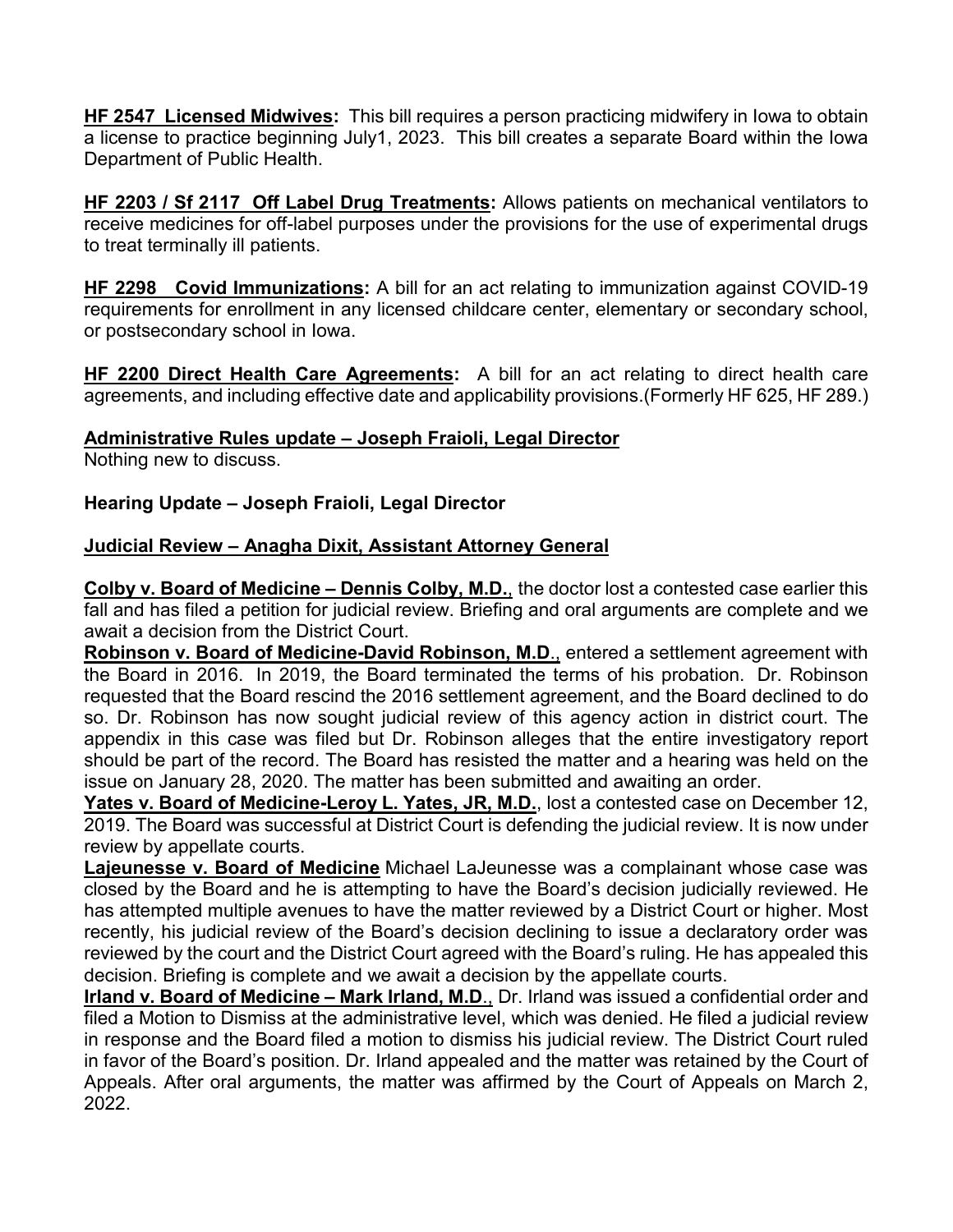**HF 2547 Licensed Midwives:** This bill requires a person practicing midwifery in Iowa to obtain a license to practice beginning July1, 2023. This bill creates a separate Board within the Iowa Department of Public Health.

**HF 2203 / Sf 2117 Off Label Drug Treatments:** Allows patients on mechanical ventilators to receive medicines for off-label purposes under the provisions for the use of experimental drugs to treat terminally ill patients.

**HF 2298 Covid Immunizations:** A bill for an act relating to immunization against COVID-19 requirements for enrollment in any licensed childcare center, elementary or secondary school, or postsecondary school in Iowa.

**HF 2200 Direct Health Care Agreements:** A bill for an act relating to direct health care agreements, and including effective date and applicability provisions.(Formerly HF 625, HF 289.)

**Administrative Rules update – Joseph Fraioli, Legal Director**

Nothing new to discuss.

**Hearing Update – Joseph Fraioli, Legal Director**

**Judicial Review – Anagha Dixit, Assistant Attorney General**

**Colby v. Board of Medicine – Dennis Colby, M.D.**, the doctor lost a contested case earlier this fall and has filed a petition for judicial review. Briefing and oral arguments are complete and we await a decision from the District Court.

**Robinson v. Board of Medicine-David Robinson, M.D.**, entered a settlement agreement with the Board in 2016. In 2019, the Board terminated the terms of his probation. Dr. Robinson requested that the Board rescind the 2016 settlement agreement, and the Board declined to do so. Dr. Robinson has now sought judicial review of this agency action in district court. The appendix in this case was filed but Dr. Robinson alleges that the entire investigatory report should be part of the record. The Board has resisted the matter and a hearing was held on the issue on January 28, 2020. The matter has been submitted and awaiting an order.

**Yates v. Board of Medicine-Leroy L. Yates, JR, M.D.**, lost a contested case on December 12, 2019. The Board was successful at District Court is defending the judicial review. It is now under review by appellate courts.

**Lajeunesse v. Board of Medicine** Michael LaJeunesse was a complainant whose case was closed by the Board and he is attempting to have the Board's decision judicially reviewed. He has attempted multiple avenues to have the matter reviewed by a District Court or higher. Most recently, his judicial review of the Board's decision declining to issue a declaratory order was reviewed by the court and the District Court agreed with the Board's ruling. He has appealed this decision. Briefing is complete and we await a decision by the appellate courts.

**Irland v. Board of Medicine – Mark Irland, M.D.**, Dr. Irland was issued a confidential order and filed a Motion to Dismiss at the administrative level, which was denied. He filed a judicial review in response and the Board filed a motion to dismiss his judicial review. The District Court ruled in favor of the Board's position. Dr. Irland appealed and the matter was retained by the Court of Appeals. After oral arguments, the matter was affirmed by the Court of Appeals on March 2, 2022.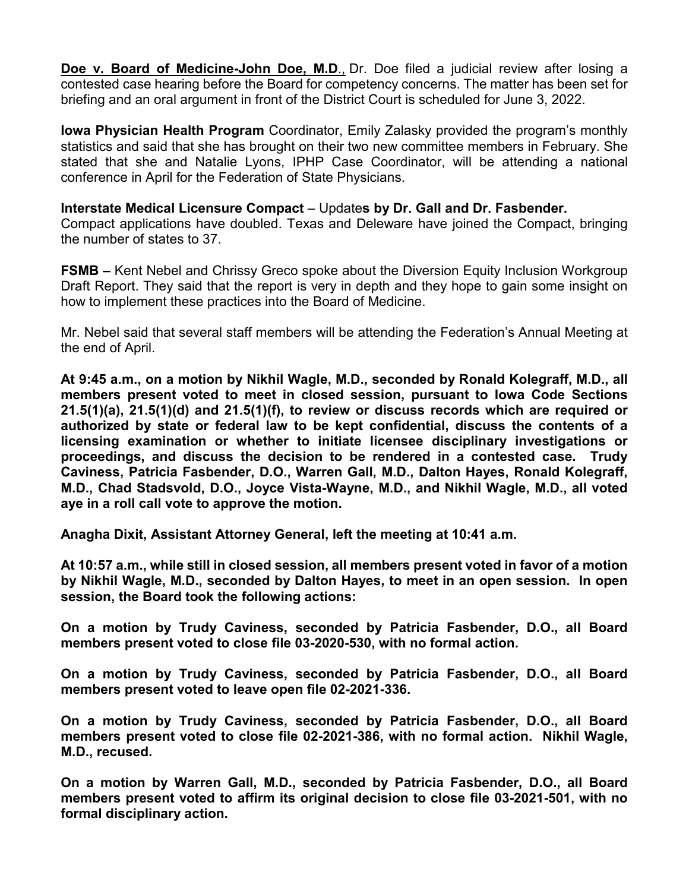**Doe v. Board of Medicine-John Doe, M.D**., Dr. Doe filed a judicial review after losing a contested case hearing before the Board for competency concerns. The matter has been set for briefing and an oral argument in front of the District Court is scheduled for June 3, 2022.

**Iowa Physician Health Program** Coordinator, Emily Zalasky provided the program's monthly statistics and said that she has brought on their two new committee members in February. She stated that she and Natalie Lyons, IPHP Case Coordinator, will be attending a national conference in April for the Federation of State Physicians.

**Interstate Medical Licensure Compact** – Update**s by Dr. Gall and Dr. Fasbender.**
Compact applications have doubled. Texas and Deleware have joined the Compact, bringing the number of states to 37.

**FSMB –** Kent Nebel and Chrissy Greco spoke about the Diversion Equity Inclusion Workgroup Draft Report. They said that the report is very in depth and they hope to gain some insight on how to implement these practices into the Board of Medicine.

Mr. Nebel said that several staff members will be attending the Federation's Annual Meeting at the end of April.

**At 9:45 a.m., on a motion by Nikhil Wagle, M.D., seconded by Ronald Kolegraff, M.D., all members present voted to meet in closed session, pursuant to Iowa Code Sections 21.5(1)(a), 21.5(1)(d) and 21.5(1)(f), to review or discuss records which are required or authorized by state or federal law to be kept confidential, discuss the contents of a licensing examination or whether to initiate licensee disciplinary investigations or proceedings, and discuss the decision to be rendered in a contested case. Trudy Caviness, Patricia Fasbender, D.O., Warren Gall, M.D., Dalton Hayes, Ronald Kolegraff, M.D., Chad Stadsvold, D.O., Joyce Vista-Wayne, M.D., and Nikhil Wagle, M.D., all voted aye in a roll call vote to approve the motion.**

**Anagha Dixit, Assistant Attorney General, left the meeting at 10:41 a.m.**

**At 10:57 a.m., while still in closed session, all members present voted in favor of a motion by Nikhil Wagle, M.D., seconded by Dalton Hayes, to meet in an open session. In open session, the Board took the following actions:**

**On a motion by Trudy Caviness, seconded by Patricia Fasbender, D.O., all Board members present voted to close file 03-2020-530, with no formal action.**

**On a motion by Trudy Caviness, seconded by Patricia Fasbender, D.O., all Board members present voted to leave open file 02-2021-336.**

**On a motion by Trudy Caviness, seconded by Patricia Fasbender, D.O., all Board members present voted to close file 02-2021-386, with no formal action. Nikhil Wagle, M.D., recused.**

**On a motion by Warren Gall, M.D., seconded by Patricia Fasbender, D.O., all Board members present voted to affirm its original decision to close file 03-2021-501, with no formal disciplinary action.**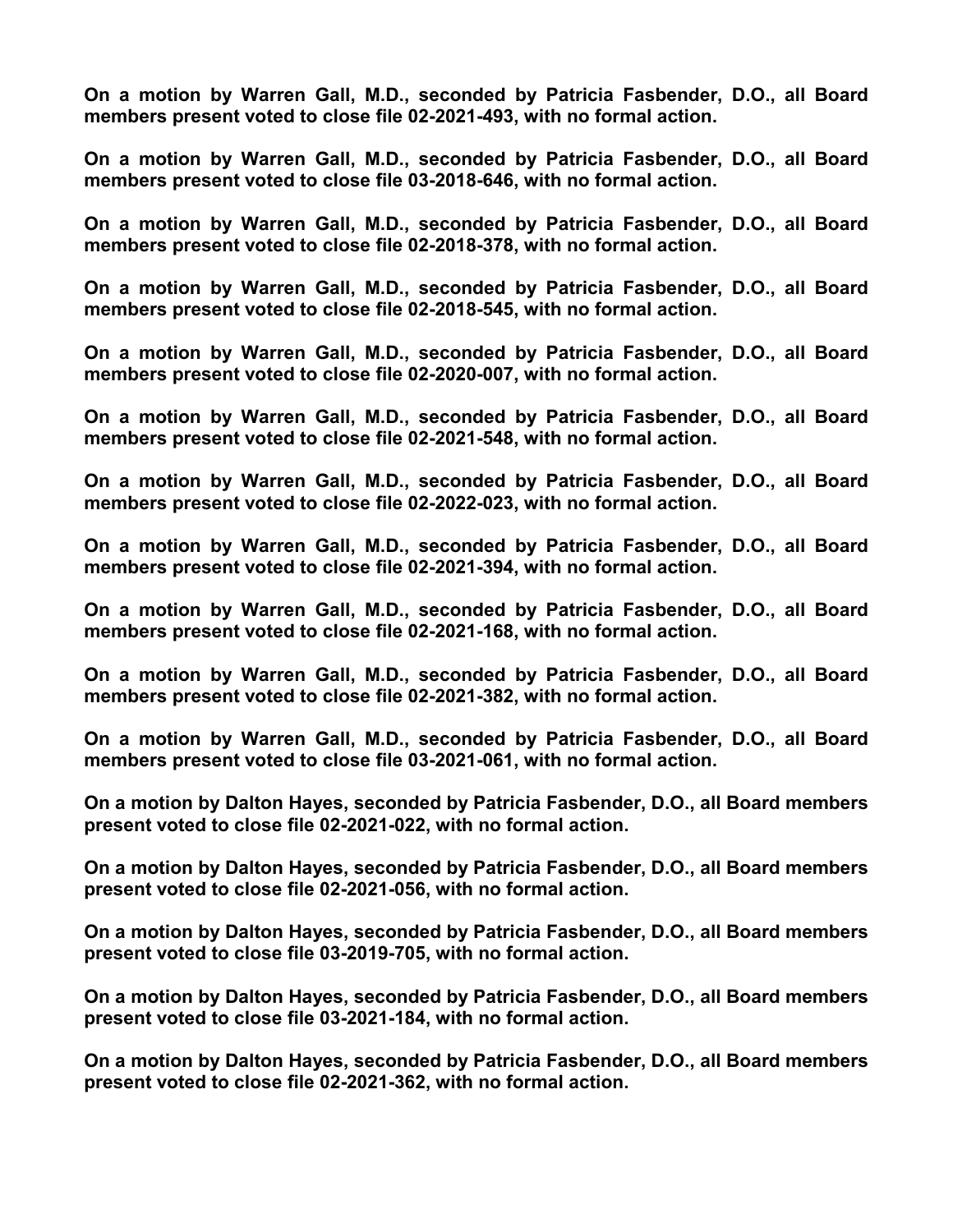**On a motion by Warren Gall, M.D., seconded by Patricia Fasbender, D.O., all Board members present voted to close file 02-2021-493, with no formal action.**

**On a motion by Warren Gall, M.D., seconded by Patricia Fasbender, D.O., all Board members present voted to close file 03-2018-646, with no formal action.**

**On a motion by Warren Gall, M.D., seconded by Patricia Fasbender, D.O., all Board members present voted to close file 02-2018-378, with no formal action.**

**On a motion by Warren Gall, M.D., seconded by Patricia Fasbender, D.O., all Board members present voted to close file 02-2018-545, with no formal action.**

**On a motion by Warren Gall, M.D., seconded by Patricia Fasbender, D.O., all Board members present voted to close file 02-2020-007, with no formal action.**

**On a motion by Warren Gall, M.D., seconded by Patricia Fasbender, D.O., all Board members present voted to close file 02-2021-548, with no formal action.**

**On a motion by Warren Gall, M.D., seconded by Patricia Fasbender, D.O., all Board members present voted to close file 02-2022-023, with no formal action.**

**On a motion by Warren Gall, M.D., seconded by Patricia Fasbender, D.O., all Board members present voted to close file 02-2021-394, with no formal action.**

**On a motion by Warren Gall, M.D., seconded by Patricia Fasbender, D.O., all Board members present voted to close file 02-2021-168, with no formal action.**

**On a motion by Warren Gall, M.D., seconded by Patricia Fasbender, D.O., all Board members present voted to close file 02-2021-382, with no formal action.**

**On a motion by Warren Gall, M.D., seconded by Patricia Fasbender, D.O., all Board members present voted to close file 03-2021-061, with no formal action.**

**On a motion by Dalton Hayes, seconded by Patricia Fasbender, D.O., all Board members present voted to close file 02-2021-022, with no formal action.**

**On a motion by Dalton Hayes, seconded by Patricia Fasbender, D.O., all Board members present voted to close file 02-2021-056, with no formal action.**

**On a motion by Dalton Hayes, seconded by Patricia Fasbender, D.O., all Board members present voted to close file 03-2019-705, with no formal action.**

**On a motion by Dalton Hayes, seconded by Patricia Fasbender, D.O., all Board members present voted to close file 03-2021-184, with no formal action.**

**On a motion by Dalton Hayes, seconded by Patricia Fasbender, D.O., all Board members present voted to close file 02-2021-362, with no formal action.**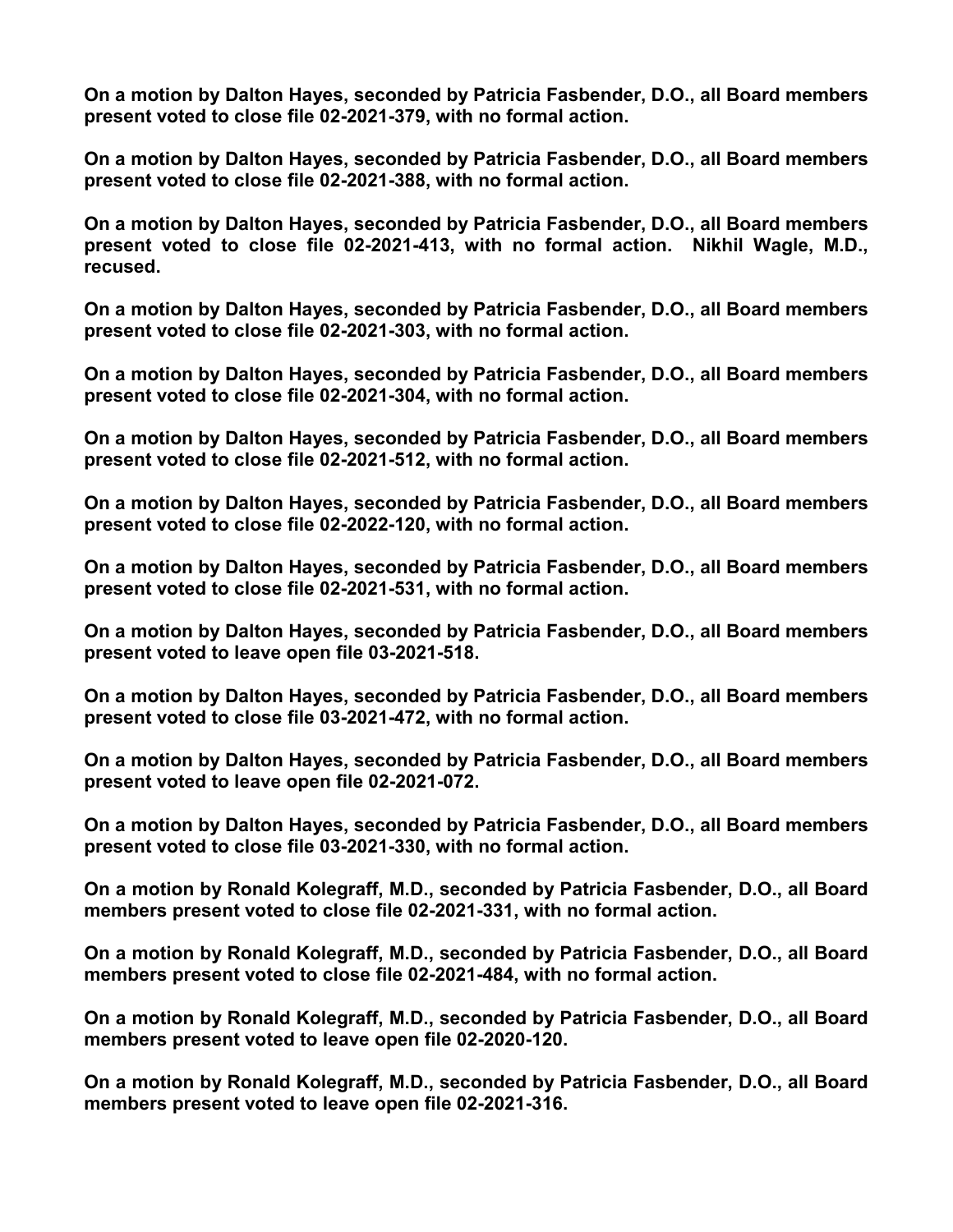**On a motion by Dalton Hayes, seconded by Patricia Fasbender, D.O., all Board members present voted to close file 02-2021-379, with no formal action.**

**On a motion by Dalton Hayes, seconded by Patricia Fasbender, D.O., all Board members present voted to close file 02-2021-388, with no formal action.**

**On a motion by Dalton Hayes, seconded by Patricia Fasbender, D.O., all Board members present voted to close file 02-2021-413, with no formal action. Nikhil Wagle, M.D., recused.**

**On a motion by Dalton Hayes, seconded by Patricia Fasbender, D.O., all Board members present voted to close file 02-2021-303, with no formal action.**

**On a motion by Dalton Hayes, seconded by Patricia Fasbender, D.O., all Board members present voted to close file 02-2021-304, with no formal action.**

**On a motion by Dalton Hayes, seconded by Patricia Fasbender, D.O., all Board members present voted to close file 02-2021-512, with no formal action.**

**On a motion by Dalton Hayes, seconded by Patricia Fasbender, D.O., all Board members present voted to close file 02-2022-120, with no formal action.**

**On a motion by Dalton Hayes, seconded by Patricia Fasbender, D.O., all Board members present voted to close file 02-2021-531, with no formal action.**

**On a motion by Dalton Hayes, seconded by Patricia Fasbender, D.O., all Board members present voted to leave open file 03-2021-518.**

**On a motion by Dalton Hayes, seconded by Patricia Fasbender, D.O., all Board members present voted to close file 03-2021-472, with no formal action.**

**On a motion by Dalton Hayes, seconded by Patricia Fasbender, D.O., all Board members present voted to leave open file 02-2021-072.**

**On a motion by Dalton Hayes, seconded by Patricia Fasbender, D.O., all Board members present voted to close file 03-2021-330, with no formal action.**

**On a motion by Ronald Kolegraff, M.D., seconded by Patricia Fasbender, D.O., all Board members present voted to close file 02-2021-331, with no formal action.**

**On a motion by Ronald Kolegraff, M.D., seconded by Patricia Fasbender, D.O., all Board members present voted to close file 02-2021-484, with no formal action.**

**On a motion by Ronald Kolegraff, M.D., seconded by Patricia Fasbender, D.O., all Board members present voted to leave open file 02-2020-120.**

**On a motion by Ronald Kolegraff, M.D., seconded by Patricia Fasbender, D.O., all Board members present voted to leave open file 02-2021-316.**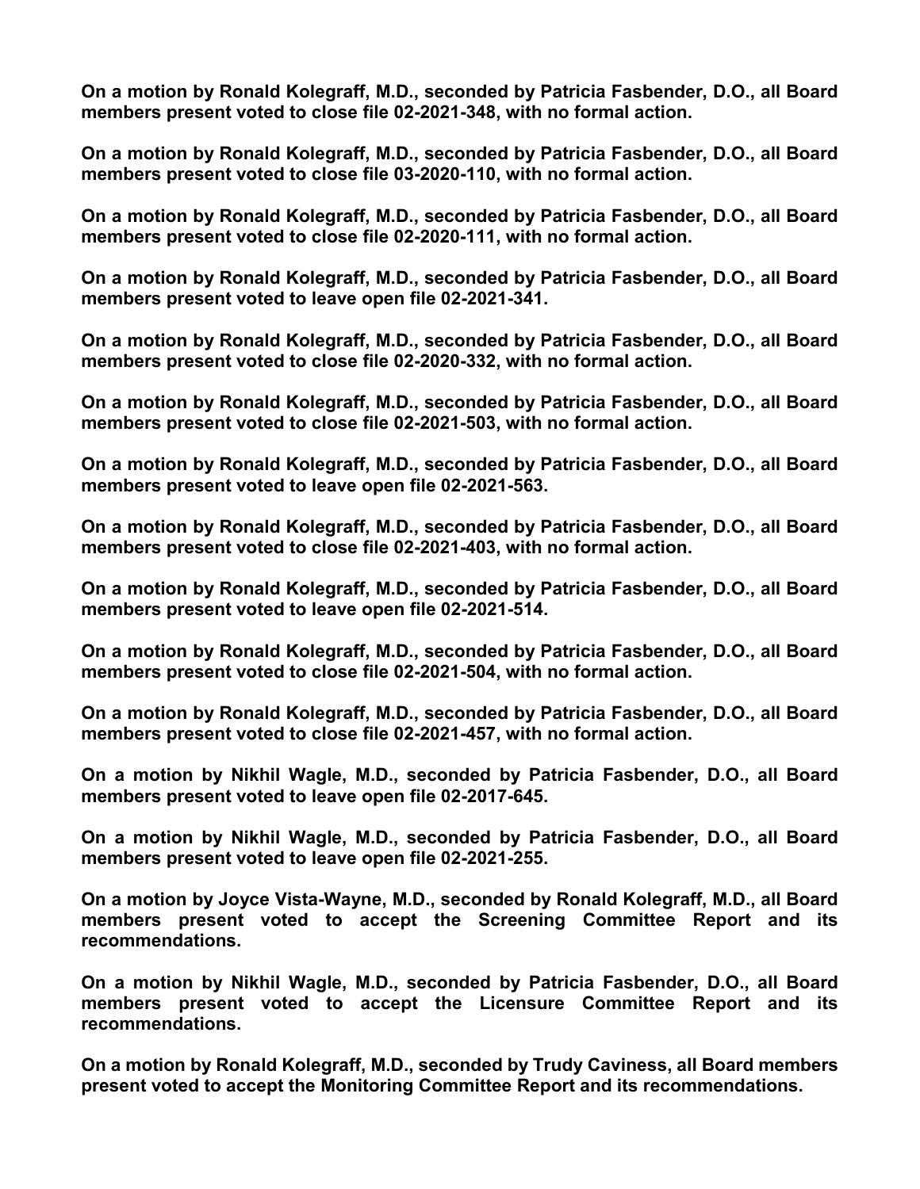**On a motion by Ronald Kolegraff, M.D., seconded by Patricia Fasbender, D.O., all Board members present voted to close file 02-2021-348, with no formal action.**

**On a motion by Ronald Kolegraff, M.D., seconded by Patricia Fasbender, D.O., all Board members present voted to close file 03-2020-110, with no formal action.**

**On a motion by Ronald Kolegraff, M.D., seconded by Patricia Fasbender, D.O., all Board members present voted to close file 02-2020-111, with no formal action.**

**On a motion by Ronald Kolegraff, M.D., seconded by Patricia Fasbender, D.O., all Board members present voted to leave open file 02-2021-341.**

**On a motion by Ronald Kolegraff, M.D., seconded by Patricia Fasbender, D.O., all Board members present voted to close file 02-2020-332, with no formal action.**

**On a motion by Ronald Kolegraff, M.D., seconded by Patricia Fasbender, D.O., all Board members present voted to close file 02-2021-503, with no formal action.**

**On a motion by Ronald Kolegraff, M.D., seconded by Patricia Fasbender, D.O., all Board members present voted to leave open file 02-2021-563.**

**On a motion by Ronald Kolegraff, M.D., seconded by Patricia Fasbender, D.O., all Board members present voted to close file 02-2021-403, with no formal action.**

**On a motion by Ronald Kolegraff, M.D., seconded by Patricia Fasbender, D.O., all Board members present voted to leave open file 02-2021-514.**

**On a motion by Ronald Kolegraff, M.D., seconded by Patricia Fasbender, D.O., all Board members present voted to close file 02-2021-504, with no formal action.**

**On a motion by Ronald Kolegraff, M.D., seconded by Patricia Fasbender, D.O., all Board members present voted to close file 02-2021-457, with no formal action.**

**On a motion by Nikhil Wagle, M.D., seconded by Patricia Fasbender, D.O., all Board members present voted to leave open file 02-2017-645.**

**On a motion by Nikhil Wagle, M.D., seconded by Patricia Fasbender, D.O., all Board members present voted to leave open file 02-2021-255.**

**On a motion by Joyce Vista-Wayne, M.D., seconded by Ronald Kolegraff, M.D., all Board members present voted to accept the Screening Committee Report and its recommendations.**

**On a motion by Nikhil Wagle, M.D., seconded by Patricia Fasbender, D.O., all Board members present voted to accept the Licensure Committee Report and its recommendations.**

**On a motion by Ronald Kolegraff, M.D., seconded by Trudy Caviness, all Board members present voted to accept the Monitoring Committee Report and its recommendations.**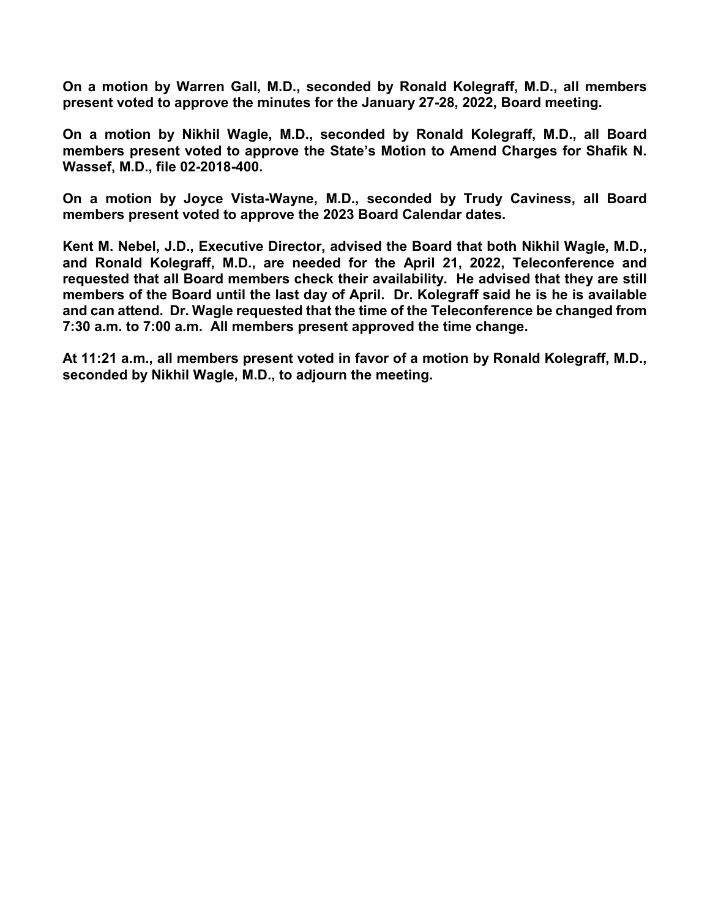**On a motion by Warren Gall, M.D., seconded by Ronald Kolegraff, M.D., all members present voted to approve the minutes for the January 27-28, 2022, Board meeting.**

**On a motion by Nikhil Wagle, M.D., seconded by Ronald Kolegraff, M.D., all Board members present voted to approve the State's Motion to Amend Charges for Shafik N. Wassef, M.D., file 02-2018-400.**

**On a motion by Joyce Vista-Wayne, M.D., seconded by Trudy Caviness, all Board members present voted to approve the 2023 Board Calendar dates.**

**Kent M. Nebel, J.D., Executive Director, advised the Board that both Nikhil Wagle, M.D., and Ronald Kolegraff, M.D., are needed for the April 21, 2022, Teleconference and requested that all Board members check their availability. He advised that they are still members of the Board until the last day of April. Dr. Kolegraff said he is he is available and can attend. Dr. Wagle requested that the time of the Teleconference be changed from 7:30 a.m. to 7:00 a.m. All members present approved the time change.**

**At 11:21 a.m., all members present voted in favor of a motion by Ronald Kolegraff, M.D., seconded by Nikhil Wagle, M.D., to adjourn the meeting.**